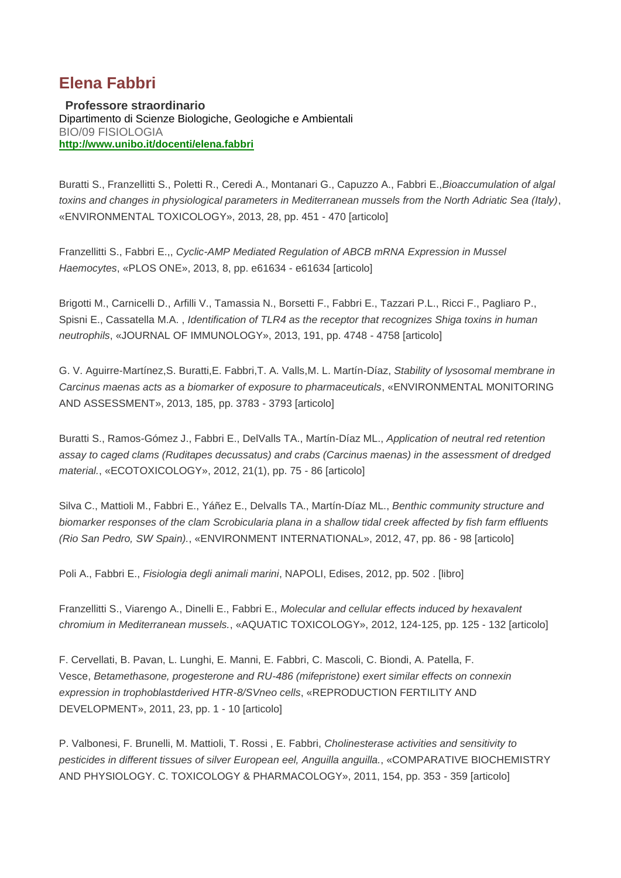# Elena Fabbri

**Professore straordinario**
Dipartimento di Scienze Biologiche, Geologiche e Ambientali
BIO/09 FISIOLOGIA
**http://www.unibo.it/docenti/elena.fabbri**

Buratti S., Franzellitti S., Poletti R., Ceredi A., Montanari G., Capuzzo A., Fabbri E.,*Bioaccumulation of algal toxins and changes in physiological parameters in Mediterranean mussels from the North Adriatic Sea (Italy)*, «ENVIRONMENTAL TOXICOLOGY», 2013, 28, pp. 451 - 470 [articolo]

Franzellitti S., Fabbri E.,, *Cyclic-AMP Mediated Regulation of ABCB mRNA Expression in Mussel Haemocytes*, «PLOS ONE», 2013, 8, pp. e61634 - e61634 [articolo]

Brigotti M., Carnicelli D., Arfilli V., Tamassia N., Borsetti F., Fabbri E., Tazzari P.L., Ricci F., Pagliaro P., Spisni E., Cassatella M.A. , *Identification of TLR4 as the receptor that recognizes Shiga toxins in human neutrophils*, «JOURNAL OF IMMUNOLOGY», 2013, 191, pp. 4748 - 4758 [articolo]

G. V. Aguirre-Martínez,S. Buratti,E. Fabbri,T. A. Valls,M. L. Martín-Díaz, *Stability of lysosomal membrane in Carcinus maenas acts as a biomarker of exposure to pharmaceuticals*, «ENVIRONMENTAL MONITORING AND ASSESSMENT», 2013, 185, pp. 3783 - 3793 [articolo]

Buratti S., Ramos-Gómez J., Fabbri E., DelValls TA., Martín-Díaz ML., *Application of neutral red retention assay to caged clams (Ruditapes decussatus) and crabs (Carcinus maenas) in the assessment of dredged material.*, «ECOTOXICOLOGY», 2012, 21(1), pp. 75 - 86 [articolo]

Silva C., Mattioli M., Fabbri E., Yáñez E., Delvalls TA., Martín-Díaz ML., *Benthic community structure and biomarker responses of the clam Scrobicularia plana in a shallow tidal creek affected by fish farm effluents (Rio San Pedro, SW Spain).*, «ENVIRONMENT INTERNATIONAL», 2012, 47, pp. 86 - 98 [articolo]

Poli A., Fabbri E., *Fisiologia degli animali marini*, NAPOLI, Edises, 2012, pp. 502 . [libro]

Franzellitti S., Viarengo A., Dinelli E., Fabbri E., *Molecular and cellular effects induced by hexavalent chromium in Mediterranean mussels.*, «AQUATIC TOXICOLOGY», 2012, 124-125, pp. 125 - 132 [articolo]

F. Cervellati, B. Pavan, L. Lunghi, E. Manni, E. Fabbri, C. Mascoli, C. Biondi, A. Patella, F. Vesce, *Betamethasone, progesterone and RU-486 (mifepristone) exert similar effects on connexin expression in trophoblastderived HTR-8/SVneo cells*, «REPRODUCTION FERTILITY AND DEVELOPMENT», 2011, 23, pp. 1 - 10 [articolo]

P. Valbonesi, F. Brunelli, M. Mattioli, T. Rossi , E. Fabbri, *Cholinesterase activities and sensitivity to pesticides in different tissues of silver European eel, Anguilla anguilla.*, «COMPARATIVE BIOCHEMISTRY AND PHYSIOLOGY. C. TOXICOLOGY & PHARMACOLOGY», 2011, 154, pp. 353 - 359 [articolo]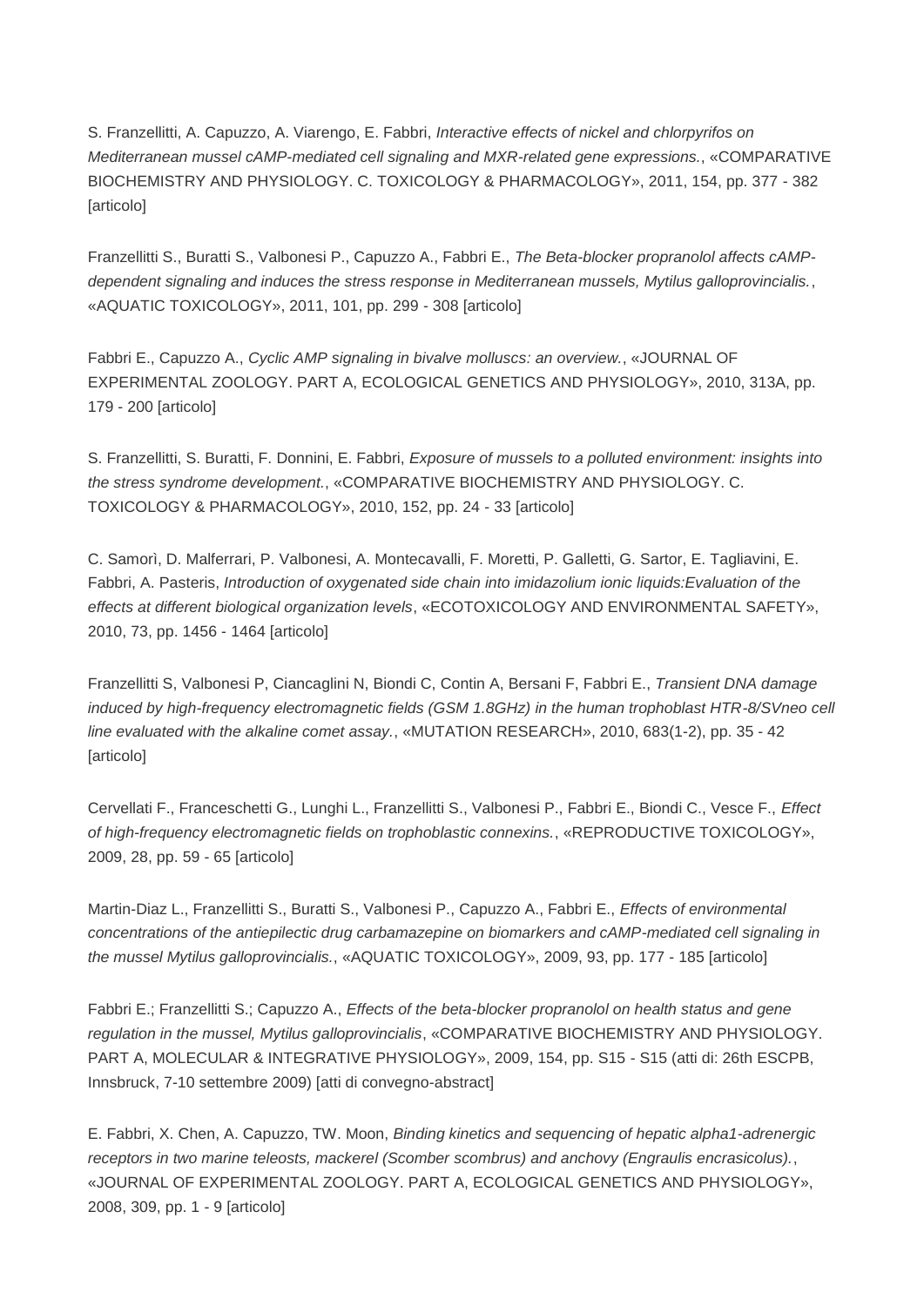S. Franzellitti, A. Capuzzo, A. Viarengo, E. Fabbri, *Interactive effects of nickel and chlorpyrifos on Mediterranean mussel cAMP-mediated cell signaling and MXR-related gene expressions.*, «COMPARATIVE BIOCHEMISTRY AND PHYSIOLOGY. C. TOXICOLOGY & PHARMACOLOGY», 2011, 154, pp. 377 - 382 [articolo]

Franzellitti S., Buratti S., Valbonesi P., Capuzzo A., Fabbri E., *The Beta-blocker propranolol affects cAMP-dependent signaling and induces the stress response in Mediterranean mussels, Mytilus galloprovincialis.*, «AQUATIC TOXICOLOGY», 2011, 101, pp. 299 - 308 [articolo]

Fabbri E., Capuzzo A., *Cyclic AMP signaling in bivalve molluscs: an overview.*, «JOURNAL OF EXPERIMENTAL ZOOLOGY. PART A, ECOLOGICAL GENETICS AND PHYSIOLOGY», 2010, 313A, pp. 179 - 200 [articolo]

S. Franzellitti, S. Buratti, F. Donnini, E. Fabbri, *Exposure of mussels to a polluted environment: insights into the stress syndrome development.*, «COMPARATIVE BIOCHEMISTRY AND PHYSIOLOGY. C. TOXICOLOGY & PHARMACOLOGY», 2010, 152, pp. 24 - 33 [articolo]

C. Samorì, D. Malferrari, P. Valbonesi, A. Montecavalli, F. Moretti, P. Galletti, G. Sartor, E. Tagliavini, E. Fabbri, A. Pasteris, *Introduction of oxygenated side chain into imidazolium ionic liquids:Evaluation of the effects at different biological organization levels*, «ECOTOXICOLOGY AND ENVIRONMENTAL SAFETY», 2010, 73, pp. 1456 - 1464 [articolo]

Franzellitti S, Valbonesi P, Ciancaglini N, Biondi C, Contin A, Bersani F, Fabbri E., *Transient DNA damage induced by high-frequency electromagnetic fields (GSM 1.8GHz) in the human trophoblast HTR-8/SVneo cell line evaluated with the alkaline comet assay.*, «MUTATION RESEARCH», 2010, 683(1-2), pp. 35 - 42 [articolo]

Cervellati F., Franceschetti G., Lunghi L., Franzellitti S., Valbonesi P., Fabbri E., Biondi C., Vesce F., *Effect of high-frequency electromagnetic fields on trophoblastic connexins.*, «REPRODUCTIVE TOXICOLOGY», 2009, 28, pp. 59 - 65 [articolo]

Martin-Diaz L., Franzellitti S., Buratti S., Valbonesi P., Capuzzo A., Fabbri E., *Effects of environmental concentrations of the antiepilectic drug carbamazepine on biomarkers and cAMP-mediated cell signaling in the mussel Mytilus galloprovincialis.*, «AQUATIC TOXICOLOGY», 2009, 93, pp. 177 - 185 [articolo]

Fabbri E.; Franzellitti S.; Capuzzo A., *Effects of the beta-blocker propranolol on health status and gene regulation in the mussel, Mytilus galloprovincialis*, «COMPARATIVE BIOCHEMISTRY AND PHYSIOLOGY. PART A, MOLECULAR & INTEGRATIVE PHYSIOLOGY», 2009, 154, pp. S15 - S15 (atti di: 26th ESCPB, Innsbruck, 7-10 settembre 2009) [atti di convegno-abstract]

E. Fabbri, X. Chen, A. Capuzzo, TW. Moon, *Binding kinetics and sequencing of hepatic alpha1-adrenergic receptors in two marine teleosts, mackerel (Scomber scombrus) and anchovy (Engraulis encrasicolus).*, «JOURNAL OF EXPERIMENTAL ZOOLOGY. PART A, ECOLOGICAL GENETICS AND PHYSIOLOGY», 2008, 309, pp. 1 - 9 [articolo]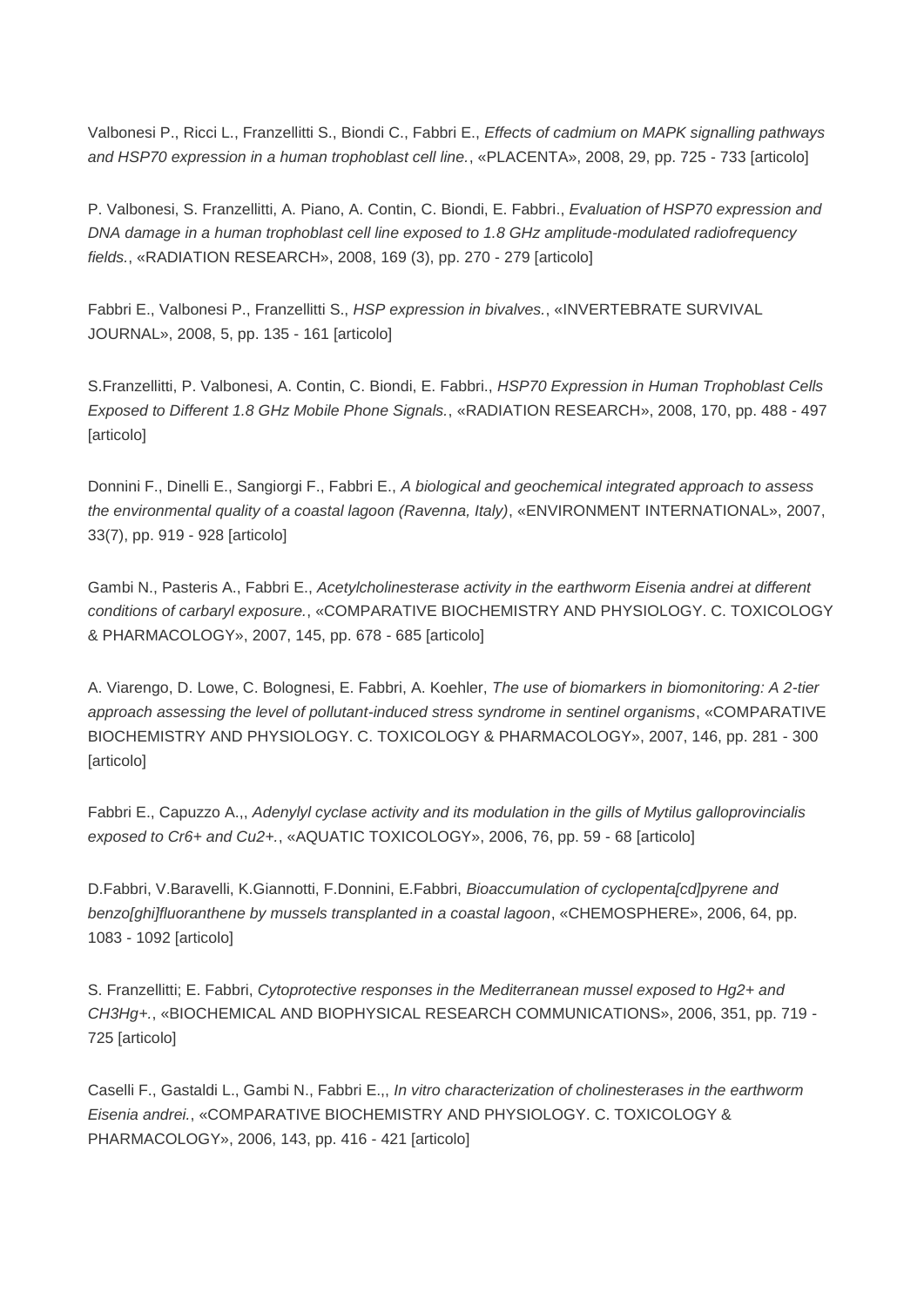Valbonesi P., Ricci L., Franzellitti S., Biondi C., Fabbri E., *Effects of cadmium on MAPK signalling pathways and HSP70 expression in a human trophoblast cell line.*, «PLACENTA», 2008, 29, pp. 725 - 733 [articolo]

P. Valbonesi, S. Franzellitti, A. Piano, A. Contin, C. Biondi, E. Fabbri., *Evaluation of HSP70 expression and DNA damage in a human trophoblast cell line exposed to 1.8 GHz amplitude-modulated radiofrequency fields.*, «RADIATION RESEARCH», 2008, 169 (3), pp. 270 - 279 [articolo]

Fabbri E., Valbonesi P., Franzellitti S., *HSP expression in bivalves.*, «INVERTEBRATE SURVIVAL JOURNAL», 2008, 5, pp. 135 - 161 [articolo]

S.Franzellitti, P. Valbonesi, A. Contin, C. Biondi, E. Fabbri., *HSP70 Expression in Human Trophoblast Cells Exposed to Different 1.8 GHz Mobile Phone Signals.*, «RADIATION RESEARCH», 2008, 170, pp. 488 - 497 [articolo]

Donnini F., Dinelli E., Sangiorgi F., Fabbri E., *A biological and geochemical integrated approach to assess the environmental quality of a coastal lagoon (Ravenna, Italy)*, «ENVIRONMENT INTERNATIONAL», 2007, 33(7), pp. 919 - 928 [articolo]

Gambi N., Pasteris A., Fabbri E., *Acetylcholinesterase activity in the earthworm Eisenia andrei at different conditions of carbaryl exposure.*, «COMPARATIVE BIOCHEMISTRY AND PHYSIOLOGY. C. TOXICOLOGY & PHARMACOLOGY», 2007, 145, pp. 678 - 685 [articolo]

A. Viarengo, D. Lowe, C. Bolognesi, E. Fabbri, A. Koehler, *The use of biomarkers in biomonitoring: A 2-tier approach assessing the level of pollutant-induced stress syndrome in sentinel organisms*, «COMPARATIVE BIOCHEMISTRY AND PHYSIOLOGY. C. TOXICOLOGY & PHARMACOLOGY», 2007, 146, pp. 281 - 300 [articolo]

Fabbri E., Capuzzo A.,, *Adenylyl cyclase activity and its modulation in the gills of Mytilus galloprovincialis exposed to $Cr^{6+}$ and $Cu^{2+}$.*, «AQUATIC TOXICOLOGY», 2006, 76, pp. 59 - 68 [articolo]

D.Fabbri, V.Baravelli, K.Giannotti, F.Donnini, E.Fabbri, *Bioaccumulation of cyclopenta[cd]pyrene and benzo[ghi]fluoranthene by mussels transplanted in a coastal lagoon*, «CHEMOSPHERE», 2006, 64, pp. 1083 - 1092 [articolo]

S. Franzellitti; E. Fabbri, *Cytoprotective responses in the Mediterranean mussel exposed to $Hg^{2+}$ and $CH_3Hg^+$.*, «BIOCHEMICAL AND BIOPHYSICAL RESEARCH COMMUNICATIONS», 2006, 351, pp. 719 - 725 [articolo]

Caselli F., Gastaldi L., Gambi N., Fabbri E.,, *In vitro characterization of cholinesterases in the earthworm Eisenia andrei.*, «COMPARATIVE BIOCHEMISTRY AND PHYSIOLOGY. C. TOXICOLOGY & PHARMACOLOGY», 2006, 143, pp. 416 - 421 [articolo]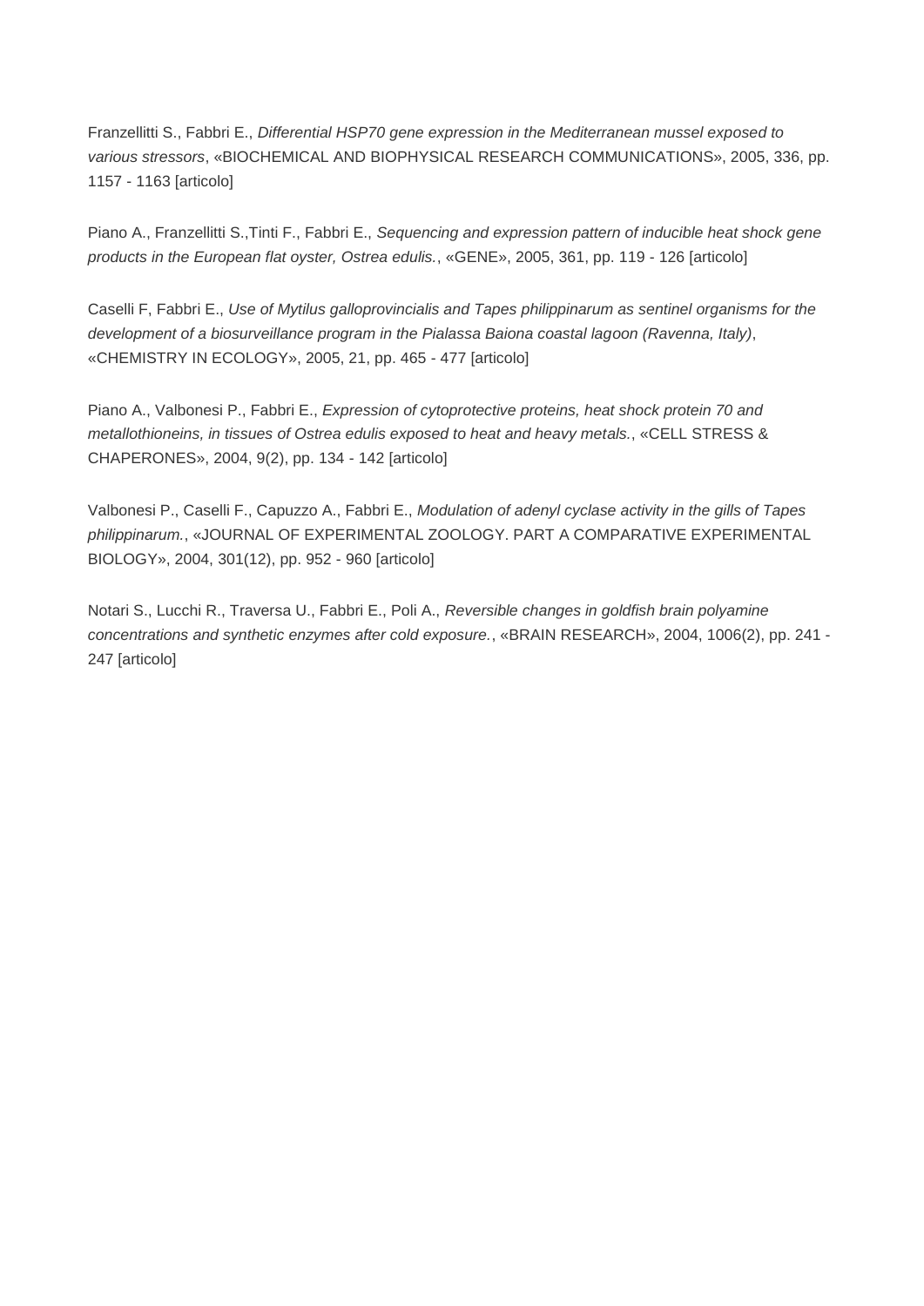Franzellitti S., Fabbri E., *Differential HSP70 gene expression in the Mediterranean mussel exposed to various stressors*, «BIOCHEMICAL AND BIOPHYSICAL RESEARCH COMMUNICATIONS», 2005, 336, pp. 1157 - 1163 [articolo]

Piano A., Franzellitti S.,Tinti F., Fabbri E., *Sequencing and expression pattern of inducible heat shock gene products in the European flat oyster, Ostrea edulis.*, «GENE», 2005, 361, pp. 119 - 126 [articolo]

Caselli F, Fabbri E., *Use of Mytilus galloprovincialis and Tapes philippinarum as sentinel organisms for the development of a biosurveillance program in the Pialassa Baiona coastal lagoon (Ravenna, Italy)*, «CHEMISTRY IN ECOLOGY», 2005, 21, pp. 465 - 477 [articolo]

Piano A., Valbonesi P., Fabbri E., *Expression of cytoprotective proteins, heat shock protein 70 and metallothioneins, in tissues of Ostrea edulis exposed to heat and heavy metals.*, «CELL STRESS & CHAPERONES», 2004, 9(2), pp. 134 - 142 [articolo]

Valbonesi P., Caselli F., Capuzzo A., Fabbri E., *Modulation of adenyl cyclase activity in the gills of Tapes philippinarum.*, «JOURNAL OF EXPERIMENTAL ZOOLOGY. PART A COMPARATIVE EXPERIMENTAL BIOLOGY», 2004, 301(12), pp. 952 - 960 [articolo]

Notari S., Lucchi R., Traversa U., Fabbri E., Poli A., *Reversible changes in goldfish brain polyamine concentrations and synthetic enzymes after cold exposure.*, «BRAIN RESEARCH», 2004, 1006(2), pp. 241 - 247 [articolo]